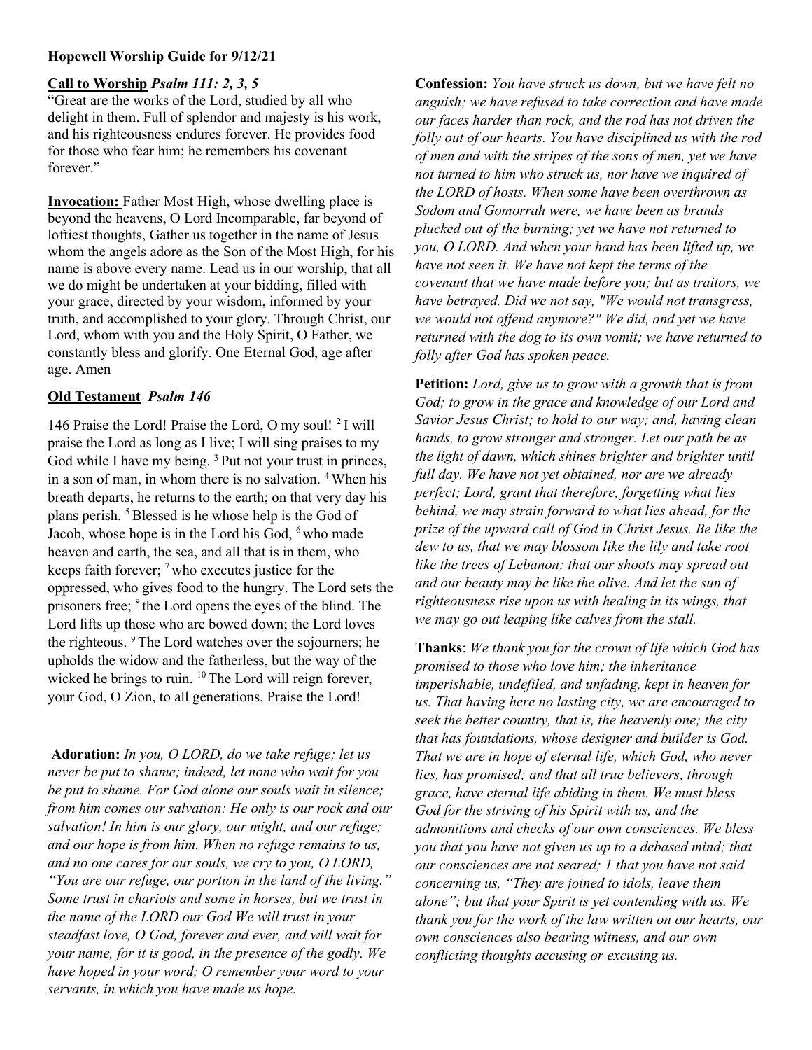**Hopewell Worship Guide for 9/12/21**

**Call to Worship** ***Psalm 111: 2, 3, 5***

"Great are the works of the Lord, studied by all who delight in them. Full of splendor and majesty is his work, and his righteousness endures forever. He provides food for those who fear him; he remembers his covenant forever."

**Invocation:** Father Most High, whose dwelling place is beyond the heavens, O Lord Incomparable, far beyond of loftiest thoughts, Gather us together in the name of Jesus whom the angels adore as the Son of the Most High, for his name is above every name. Lead us in our worship, that all we do might be undertaken at your bidding, filled with your grace, directed by your wisdom, informed by your truth, and accomplished to your glory. Through Christ, our Lord, whom with you and the Holy Spirit, O Father, we constantly bless and glorify. One Eternal God, age after age. Amen

**Old Testament** ***Psalm 146***

146 Praise the Lord! Praise the Lord, O my soul! [2] I will praise the Lord as long as I live; I will sing praises to my God while I have my being. [3] Put not your trust in princes, in a son of man, in whom there is no salvation. [4] When his breath departs, he returns to the earth; on that very day his plans perish. [5] Blessed is he whose help is the God of Jacob, whose hope is in the Lord his God, [6] who made heaven and earth, the sea, and all that is in them, who keeps faith forever; [7] who executes justice for the oppressed, who gives food to the hungry. The Lord sets the prisoners free; [8] the Lord opens the eyes of the blind. The Lord lifts up those who are bowed down; the Lord loves the righteous. [9] The Lord watches over the sojourners; he upholds the widow and the fatherless, but the way of the wicked he brings to ruin. [10] The Lord will reign forever, your God, O Zion, to all generations. Praise the Lord!

**Adoration:** *In you, O LORD, do we take refuge; let us never be put to shame; indeed, let none who wait for you be put to shame. For God alone our souls wait in silence; from him comes our salvation: He only is our rock and our salvation! In him is our glory, our might, and our refuge; and our hope is from him. When no refuge remains to us, and no one cares for our souls, we cry to you, O LORD, "You are our refuge, our portion in the land of the living." Some trust in chariots and some in horses, but we trust in the name of the LORD our God We will trust in your steadfast love, O God, forever and ever, and will wait for your name, for it is good, in the presence of the godly. We have hoped in your word; O remember your word to your servants, in which you have made us hope.*

**Confession:** *You have struck us down, but we have felt no anguish; we have refused to take correction and have made our faces harder than rock, and the rod has not driven the folly out of our hearts. You have disciplined us with the rod of men and with the stripes of the sons of men, yet we have not turned to him who struck us, nor have we inquired of the LORD of hosts. When some have been overthrown as Sodom and Gomorrah were, we have been as brands plucked out of the burning; yet we have not returned to you, O LORD. And when your hand has been lifted up, we have not seen it. We have not kept the terms of the covenant that we have made before you; but as traitors, we have betrayed. Did we not say, "We would not transgress, we would not offend anymore?" We did, and yet we have returned with the dog to its own vomit; we have returned to folly after God has spoken peace.*

**Petition:** *Lord, give us to grow with a growth that is from God; to grow in the grace and knowledge of our Lord and Savior Jesus Christ; to hold to our way; and, having clean hands, to grow stronger and stronger. Let our path be as the light of dawn, which shines brighter and brighter until full day. We have not yet obtained, nor are we already perfect; Lord, grant that therefore, forgetting what lies behind, we may strain forward to what lies ahead, for the prize of the upward call of God in Christ Jesus. Be like the dew to us, that we may blossom like the lily and take root like the trees of Lebanon; that our shoots may spread out and our beauty may be like the olive. And let the sun of righteousness rise upon us with healing in its wings, that we may go out leaping like calves from the stall.*

**Thanks**: *We thank you for the crown of life which God has promised to those who love him; the inheritance imperishable, undefiled, and unfading, kept in heaven for us. That having here no lasting city, we are encouraged to seek the better country, that is, the heavenly one; the city that has foundations, whose designer and builder is God. That we are in hope of eternal life, which God, who never lies, has promised; and that all true believers, through grace, have eternal life abiding in them. We must bless God for the striving of his Spirit with us, and the admonitions and checks of our own consciences. We bless you that you have not given us up to a debased mind; that our consciences are not seared; 1 that you have not said concerning us, "They are joined to idols, leave them alone"; but that your Spirit is yet contending with us. We thank you for the work of the law written on our hearts, our own consciences also bearing witness, and our own conflicting thoughts accusing or excusing us.*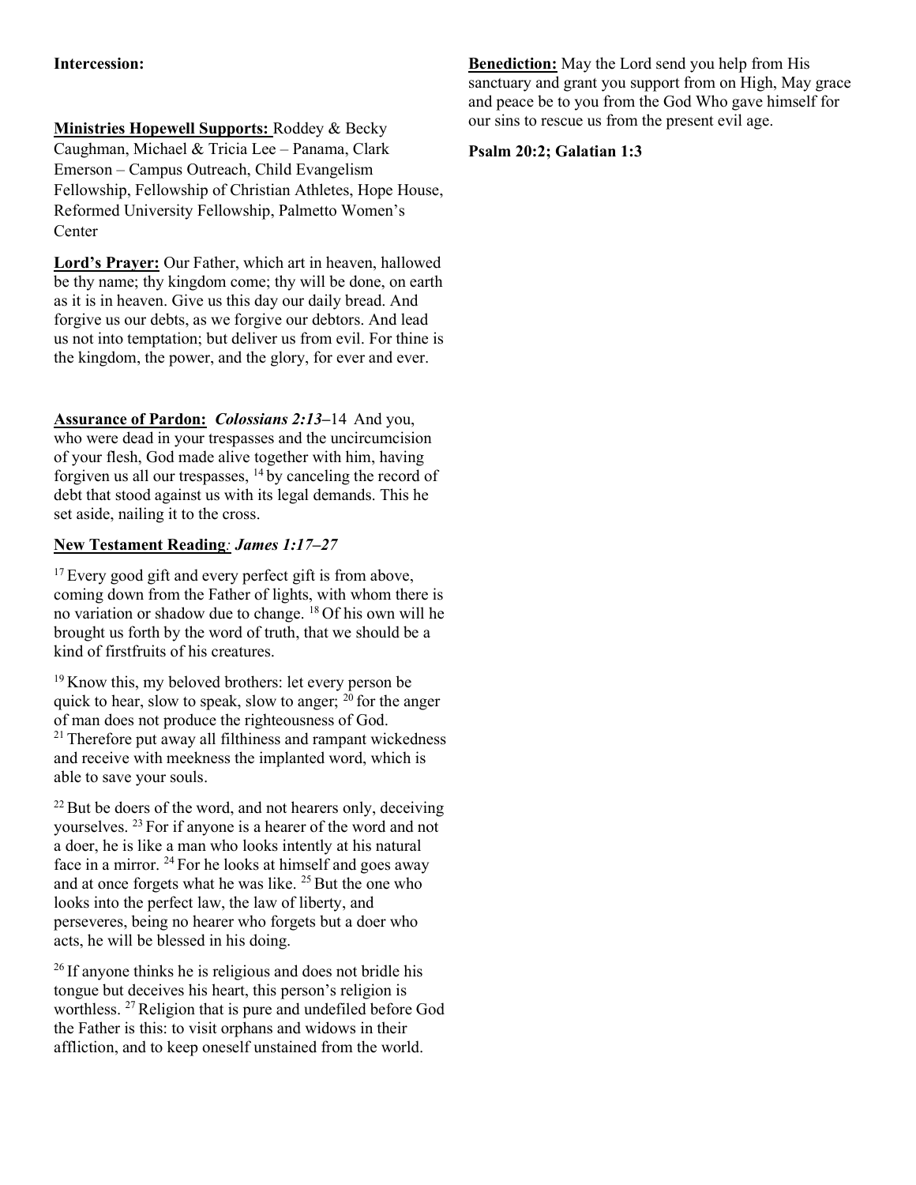**Intercession:**

**Ministries Hopewell Supports:** Roddey & Becky Caughman, Michael & Tricia Lee – Panama, Clark Emerson – Campus Outreach, Child Evangelism Fellowship, Fellowship of Christian Athletes, Hope House, Reformed University Fellowship, Palmetto Women's Center

**Lord's Prayer:** Our Father, which art in heaven, hallowed be thy name; thy kingdom come; thy will be done, on earth as it is in heaven. Give us this day our daily bread. And forgive us our debts, as we forgive our debtors. And lead us not into temptation; but deliver us from evil. For thine is the kingdom, the power, and the glory, for ever and ever.

**Assurance of Pardon:** ***Colossians 2:13*–**14 And you, who were dead in your trespasses and the uncircumcision of your flesh, God made alive together with him, having forgiven us all our trespasses, [14] by canceling the record of debt that stood against us with its legal demands. This he set aside, nailing it to the cross.

**New Testament Reading***:* ***James 1:17–27***

[17] Every good gift and every perfect gift is from above, coming down from the Father of lights, with whom there is no variation or shadow due to change. [18] Of his own will he brought us forth by the word of truth, that we should be a kind of firstfruits of his creatures.

[19] Know this, my beloved brothers: let every person be quick to hear, slow to speak, slow to anger; [20] for the anger of man does not produce the righteousness of God. [21] Therefore put away all filthiness and rampant wickedness and receive with meekness the implanted word, which is able to save your souls.

[22] But be doers of the word, and not hearers only, deceiving yourselves. [23] For if anyone is a hearer of the word and not a doer, he is like a man who looks intently at his natural face in a mirror. [24] For he looks at himself and goes away and at once forgets what he was like. [25] But the one who looks into the perfect law, the law of liberty, and perseveres, being no hearer who forgets but a doer who acts, he will be blessed in his doing.

[26] If anyone thinks he is religious and does not bridle his tongue but deceives his heart, this person's religion is worthless. [27] Religion that is pure and undefiled before God the Father is this: to visit orphans and widows in their affliction, and to keep oneself unstained from the world.

**Benediction:** May the Lord send you help from His sanctuary and grant you support from on High, May grace and peace be to you from the God Who gave himself for our sins to rescue us from the present evil age.

**Psalm 20:2; Galatian 1:3**